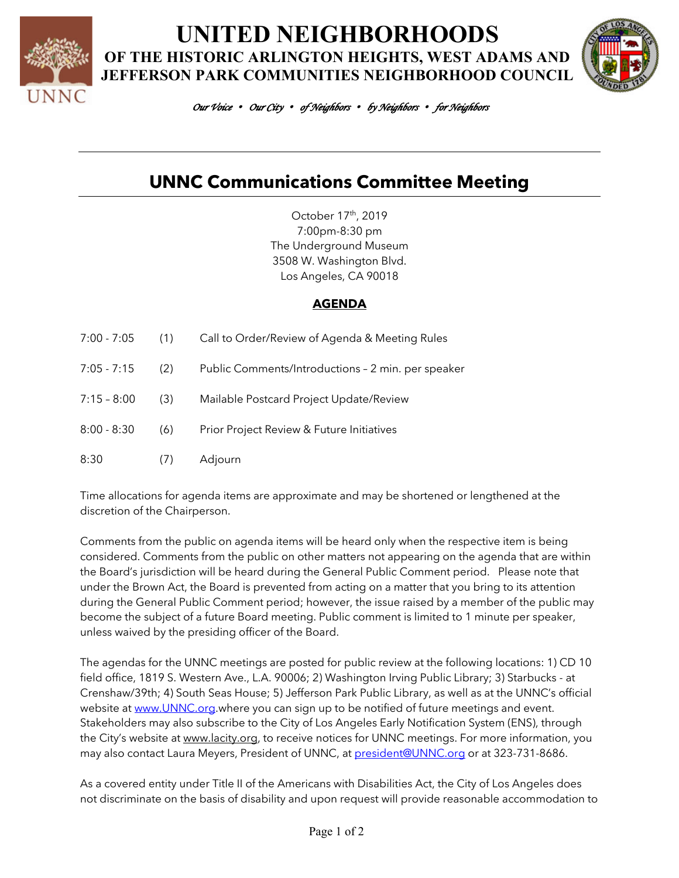# UNITED NEIGHBORHOODS

## OF THE HISTORIC ARLINGTON HEIGHTS, WEST ADAMS AND JEFFERSON PARK COMMUNITIES NEIGHBORHOOD COUNCIL

*Our Voice • Our City • of Neighbors • by Neighbors • for Neighbors*

---

## UNNC Communications Committee Meeting

October 17th, 2019
7:00pm-8:30 pm
The Underground Museum
3508 W. Washington Blvd.
Los Angeles, CA 90018

### AGENDA

| | | |
|---|---|---|
| 7:00 - 7:05 | (1) | Call to Order/Review of Agenda & Meeting Rules |
| 7:05 - 7:15 | (2) | Public Comments/Introductions – 2 min. per speaker |
| 7:15 – 8:00 | (3) | Mailable Postcard Project Update/Review |
| 8:00 - 8:30 | (6) | Prior Project Review & Future Initiatives |
| 8:30 | (7) | Adjourn |

Time allocations for agenda items are approximate and may be shortened or lengthened at the discretion of the Chairperson.

Comments from the public on agenda items will be heard only when the respective item is being considered. Comments from the public on other matters not appearing on the agenda that are within the Board's jurisdiction will be heard during the General Public Comment period. Please note that under the Brown Act, the Board is prevented from acting on a matter that you bring to its attention during the General Public Comment period; however, the issue raised by a member of the public may become the subject of a future Board meeting. Public comment is limited to 1 minute per speaker, unless waived by the presiding officer of the Board.

The agendas for the UNNC meetings are posted for public review at the following locations: 1) CD 10 field office, 1819 S. Western Ave., L.A. 90006; 2) Washington Irving Public Library; 3) Starbucks - at Crenshaw/39th; 4) South Seas House; 5) Jefferson Park Public Library, as well as at the UNNC's official website at www.UNNC.org.where you can sign up to be notified of future meetings and event. Stakeholders may also subscribe to the City of Los Angeles Early Notification System (ENS), through the City's website at www.lacity.org, to receive notices for UNNC meetings. For more information, you may also contact Laura Meyers, President of UNNC, at president@UNNC.org or at 323-731-8686.

As a covered entity under Title II of the Americans with Disabilities Act, the City of Los Angeles does not discriminate on the basis of disability and upon request will provide reasonable accommodation to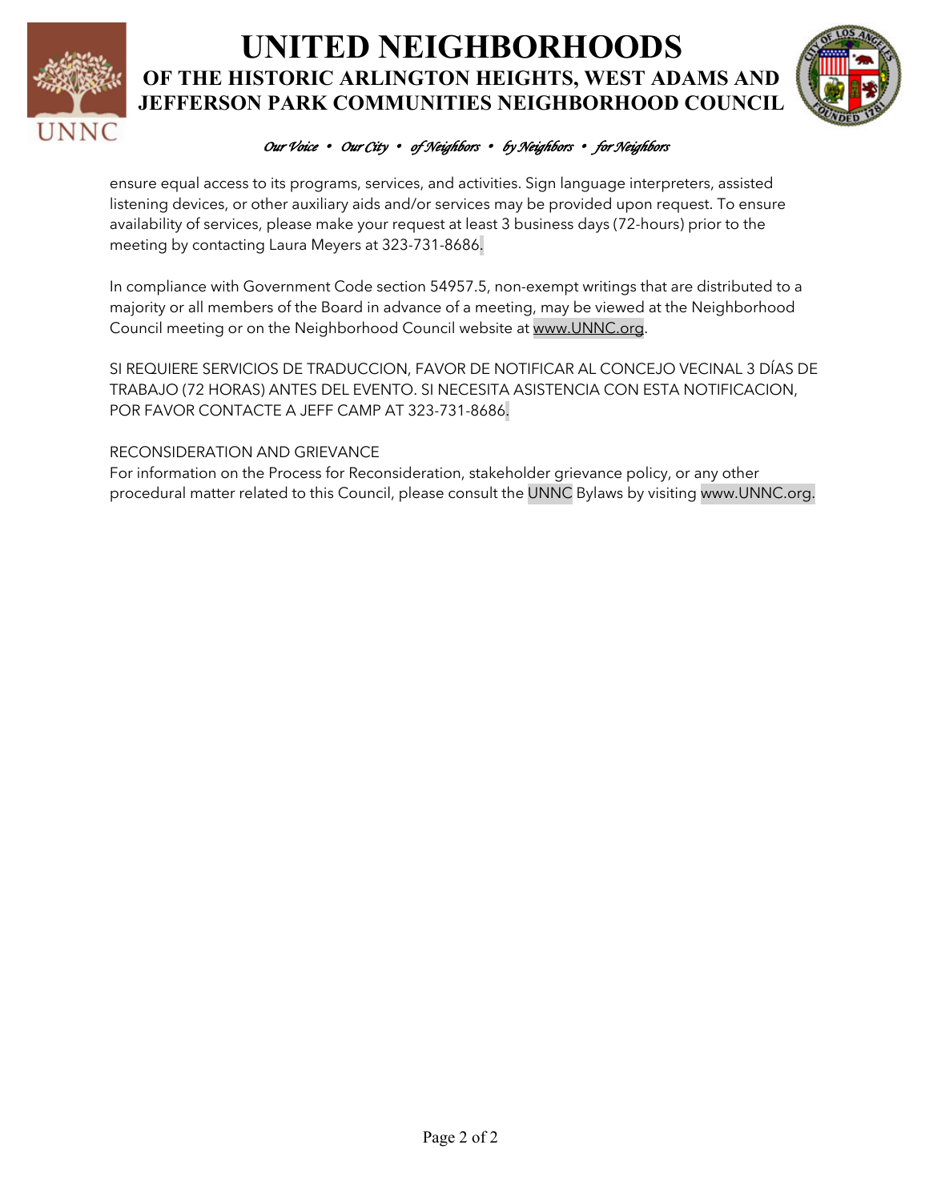ensure equal access to its programs, services, and activities. Sign language interpreters, assisted listening devices, or other auxiliary aids and/or services may be provided upon request. To ensure availability of services, please make your request at least 3 business days (72-hours) prior to the meeting by contacting Laura Meyers at 323-731-8686.

In compliance with Government Code section 54957.5, non-exempt writings that are distributed to a majority or all members of the Board in advance of a meeting, may be viewed at the Neighborhood Council meeting or on the Neighborhood Council website at www.UNNC.org.

SI REQUIERE SERVICIOS DE TRADUCCION, FAVOR DE NOTIFICAR AL CONCEJO VECINAL 3 DÍAS DE TRABAJO (72 HORAS) ANTES DEL EVENTO. SI NECESITA ASISTENCIA CON ESTA NOTIFICACION, POR FAVOR CONTACTE A JEFF CAMP AT 323-731-8686.

RECONSIDERATION AND GRIEVANCE

For information on the Process for Reconsideration, stakeholder grievance policy, or any other procedural matter related to this Council, please consult the UNNC Bylaws by visiting www.UNNC.org.